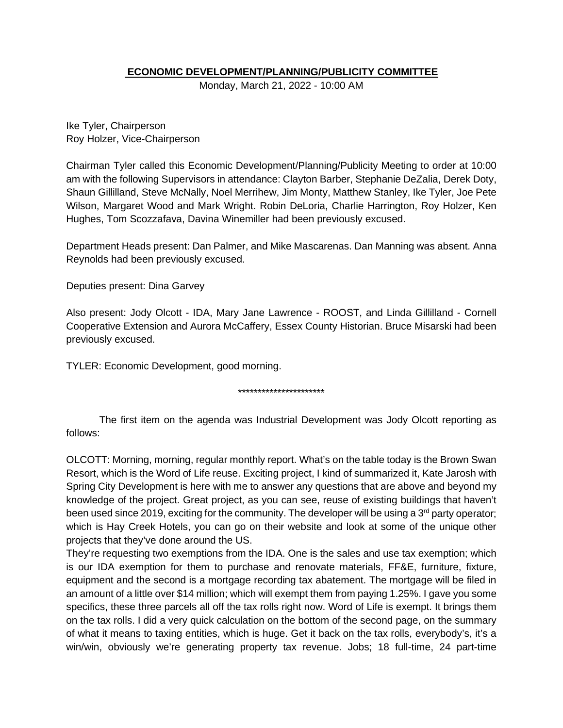**ECONOMIC DEVELOPMENT/PLANNING/PUBLICITY COMMITTEE**

Monday, March 21, 2022 - 10:00 AM

Ike Tyler, Chairperson
Roy Holzer, Vice-Chairperson

Chairman Tyler called this Economic Development/Planning/Publicity Meeting to order at 10:00 am with the following Supervisors in attendance: Clayton Barber, Stephanie DeZalia, Derek Doty, Shaun Gillilland, Steve McNally, Noel Merrihew, Jim Monty, Matthew Stanley, Ike Tyler, Joe Pete Wilson, Margaret Wood and Mark Wright. Robin DeLoria, Charlie Harrington, Roy Holzer, Ken Hughes, Tom Scozzafava, Davina Winemiller had been previously excused.

Department Heads present: Dan Palmer, and Mike Mascarenas. Dan Manning was absent. Anna Reynolds had been previously excused.

Deputies present: Dina Garvey

Also present: Jody Olcott - IDA, Mary Jane Lawrence - ROOST, and Linda Gillilland - Cornell Cooperative Extension and Aurora McCaffery, Essex County Historian. Bruce Misarski had been previously excused.

TYLER: Economic Development, good morning.

**********************

The first item on the agenda was Industrial Development was Jody Olcott reporting as follows:

OLCOTT: Morning, morning, regular monthly report. What's on the table today is the Brown Swan Resort, which is the Word of Life reuse. Exciting project, I kind of summarized it, Kate Jarosh with Spring City Development is here with me to answer any questions that are above and beyond my knowledge of the project. Great project, as you can see, reuse of existing buildings that haven't been used since 2019, exciting for the community. The developer will be using a 3rd party operator; which is Hay Creek Hotels, you can go on their website and look at some of the unique other projects that they've done around the US.
They're requesting two exemptions from the IDA. One is the sales and use tax exemption; which is our IDA exemption for them to purchase and renovate materials, FF&E, furniture, fixture, equipment and the second is a mortgage recording tax abatement. The mortgage will be filed in an amount of a little over $14 million; which will exempt them from paying 1.25%. I gave you some specifics, these three parcels all off the tax rolls right now. Word of Life is exempt. It brings them on the tax rolls. I did a very quick calculation on the bottom of the second page, on the summary of what it means to taxing entities, which is huge. Get it back on the tax rolls, everybody's, it's a win/win, obviously we're generating property tax revenue. Jobs; 18 full-time, 24 part-time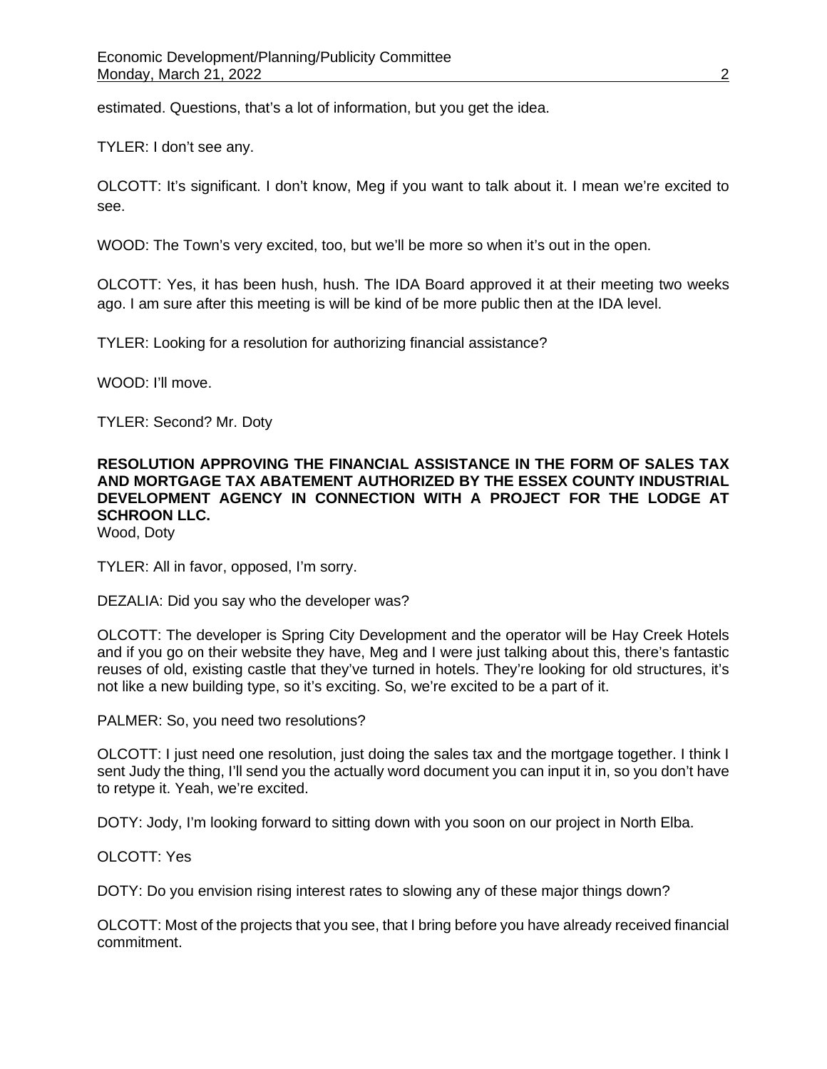estimated. Questions, that's a lot of information, but you get the idea.

TYLER: I don't see any.

OLCOTT: It's significant. I don't know, Meg if you want to talk about it. I mean we're excited to see.

WOOD: The Town's very excited, too, but we'll be more so when it's out in the open.

OLCOTT: Yes, it has been hush, hush. The IDA Board approved it at their meeting two weeks ago. I am sure after this meeting is will be kind of be more public then at the IDA level.

TYLER: Looking for a resolution for authorizing financial assistance?

WOOD: I'll move.

TYLER: Second? Mr. Doty

**RESOLUTION APPROVING THE FINANCIAL ASSISTANCE IN THE FORM OF SALES TAX AND MORTGAGE TAX ABATEMENT AUTHORIZED BY THE ESSEX COUNTY INDUSTRIAL DEVELOPMENT AGENCY IN CONNECTION WITH A PROJECT FOR THE LODGE AT SCHROON LLC.**
Wood, Doty

TYLER: All in favor, opposed, I'm sorry.

DEZALIA: Did you say who the developer was?

OLCOTT: The developer is Spring City Development and the operator will be Hay Creek Hotels and if you go on their website they have, Meg and I were just talking about this, there's fantastic reuses of old, existing castle that they've turned in hotels. They're looking for old structures, it's not like a new building type, so it's exciting. So, we're excited to be a part of it.

PALMER: So, you need two resolutions?

OLCOTT: I just need one resolution, just doing the sales tax and the mortgage together. I think I sent Judy the thing, I'll send you the actually word document you can input it in, so you don't have to retype it. Yeah, we're excited.

DOTY: Jody, I'm looking forward to sitting down with you soon on our project in North Elba.

OLCOTT: Yes

DOTY: Do you envision rising interest rates to slowing any of these major things down?

OLCOTT: Most of the projects that you see, that I bring before you have already received financial commitment.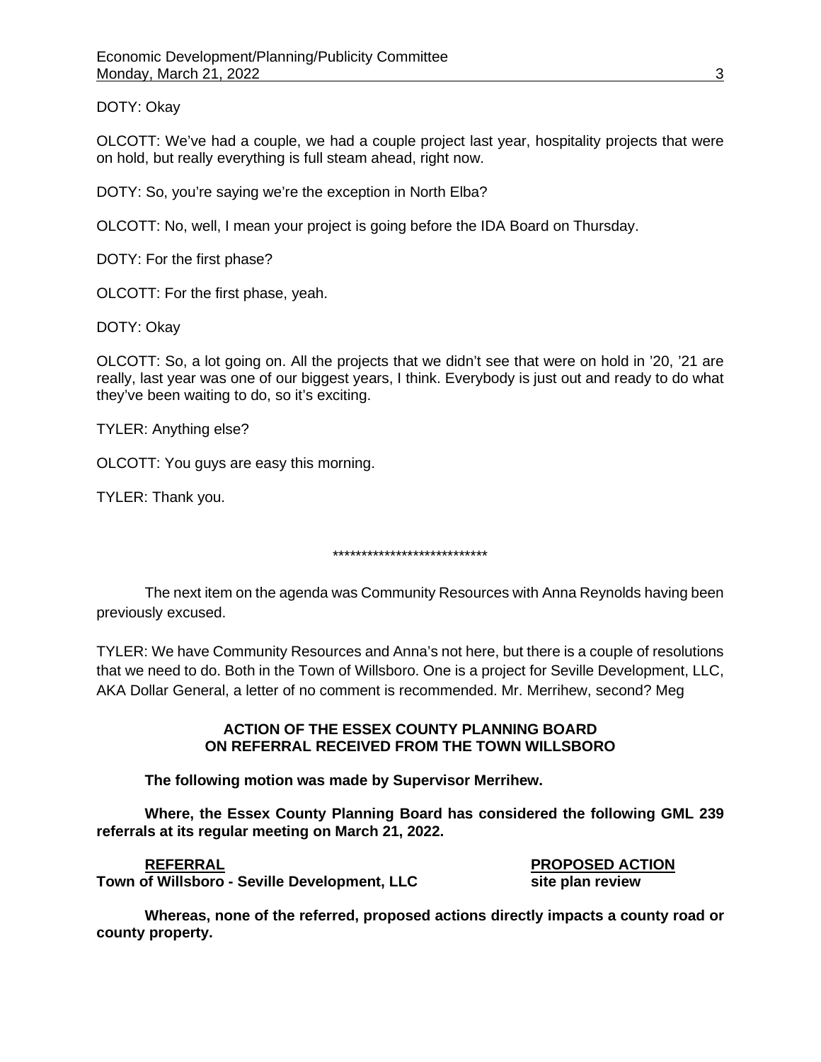DOTY: Okay

OLCOTT: We've had a couple, we had a couple project last year, hospitality projects that were on hold, but really everything is full steam ahead, right now.

DOTY: So, you're saying we're the exception in North Elba?

OLCOTT: No, well, I mean your project is going before the IDA Board on Thursday.

DOTY: For the first phase?

OLCOTT: For the first phase, yeah.

DOTY: Okay

OLCOTT: So, a lot going on. All the projects that we didn't see that were on hold in '20, '21 are really, last year was one of our biggest years, I think. Everybody is just out and ready to do what they've been waiting to do, so it's exciting.

TYLER: Anything else?

OLCOTT: You guys are easy this morning.

TYLER: Thank you.

***************************

The next item on the agenda was Community Resources with Anna Reynolds having been previously excused.

TYLER: We have Community Resources and Anna's not here, but there is a couple of resolutions that we need to do. Both in the Town of Willsboro. One is a project for Seville Development, LLC, AKA Dollar General, a letter of no comment is recommended. Mr. Merrihew, second? Meg

**ACTION OF THE ESSEX COUNTY PLANNING BOARD**
**ON REFERRAL RECEIVED FROM THE TOWN WILLSBORO**

**The following motion was made by Supervisor Merrihew.**

**Where, the Essex County Planning Board has considered the following GML 239 referrals at its regular meeting on March 21, 2022.**

| **REFERRAL** | **PROPOSED ACTION** |
| --- | --- |
| **Town of Willsboro - Seville Development, LLC** | **site plan review** |

**Whereas, none of the referred, proposed actions directly impacts a county road or county property.**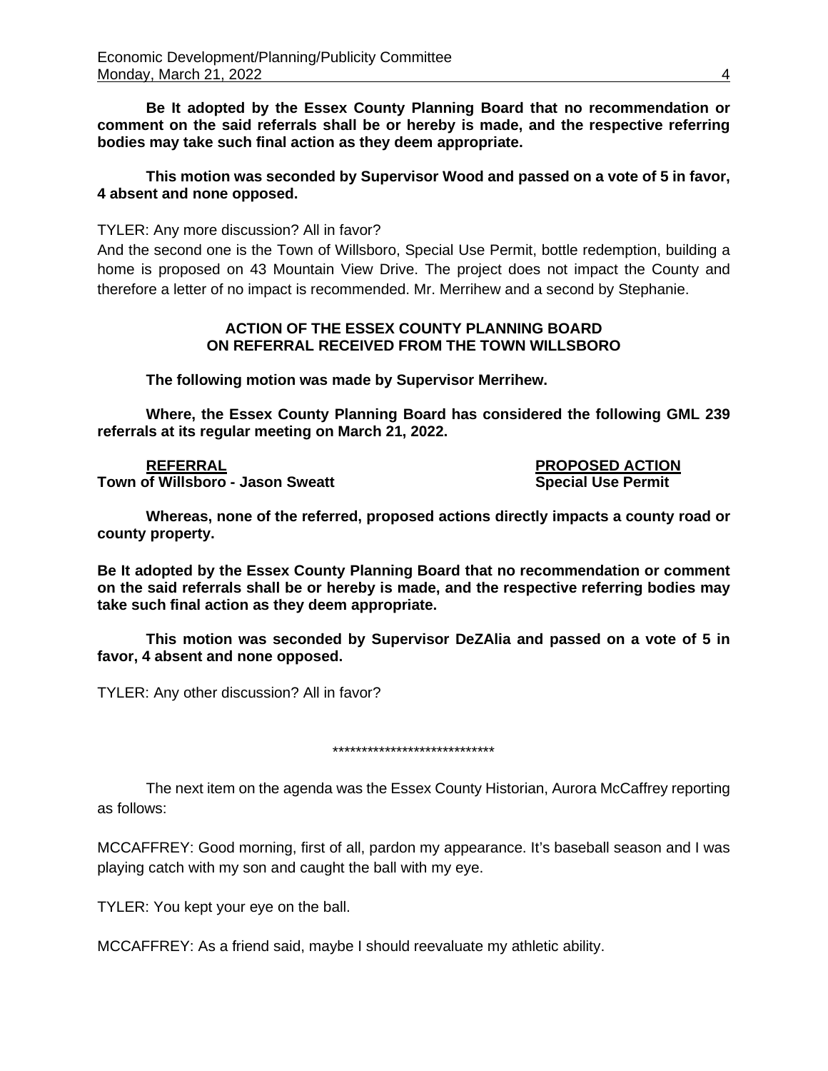**Be It adopted by the Essex County Planning Board that no recommendation or comment on the said referrals shall be or hereby is made, and the respective referring bodies may take such final action as they deem appropriate.**

**This motion was seconded by Supervisor Wood and passed on a vote of 5 in favor, 4 absent and none opposed.**

TYLER: Any more discussion? All in favor?

And the second one is the Town of Willsboro, Special Use Permit, bottle redemption, building a home is proposed on 43 Mountain View Drive. The project does not impact the County and therefore a letter of no impact is recommended. Mr. Merrihew and a second by Stephanie.

**ACTION OF THE ESSEX COUNTY PLANNING BOARD ON REFERRAL RECEIVED FROM THE TOWN WILLSBORO**

**The following motion was made by Supervisor Merrihew.**

**Where, the Essex County Planning Board has considered the following GML 239 referrals at its regular meeting on March 21, 2022.**

| **REFERRAL** | **PROPOSED ACTION** |
|---|---|
| **Town of Willsboro - Jason Sweatt** | **Special Use Permit** |

**Whereas, none of the referred, proposed actions directly impacts a county road or county property.**

**Be It adopted by the Essex County Planning Board that no recommendation or comment on the said referrals shall be or hereby is made, and the respective referring bodies may take such final action as they deem appropriate.**

**This motion was seconded by Supervisor DeZAlia and passed on a vote of 5 in favor, 4 absent and none opposed.**

TYLER: Any other discussion? All in favor?

****************************

The next item on the agenda was the Essex County Historian, Aurora McCaffrey reporting as follows:

MCCAFFREY: Good morning, first of all, pardon my appearance. It's baseball season and I was playing catch with my son and caught the ball with my eye.

TYLER: You kept your eye on the ball.

MCCAFFREY: As a friend said, maybe I should reevaluate my athletic ability.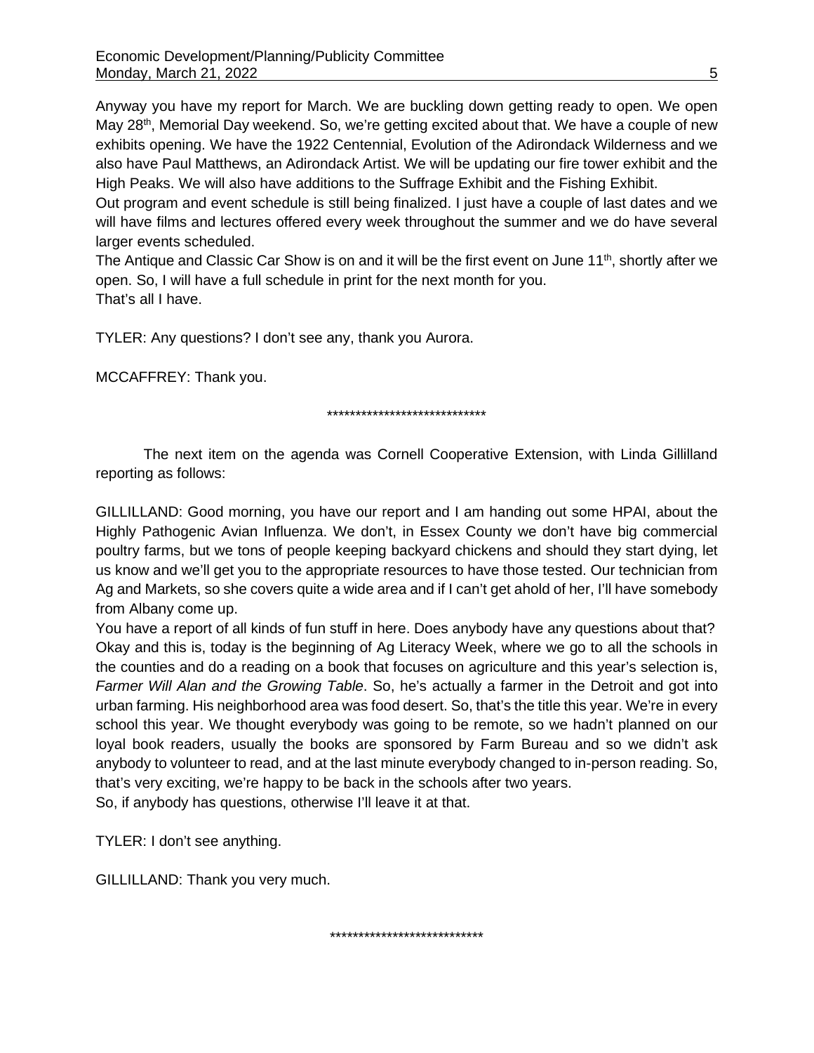Anyway you have my report for March. We are buckling down getting ready to open. We open May 28th, Memorial Day weekend. So, we're getting excited about that. We have a couple of new exhibits opening. We have the 1922 Centennial, Evolution of the Adirondack Wilderness and we also have Paul Matthews, an Adirondack Artist. We will be updating our fire tower exhibit and the High Peaks. We will also have additions to the Suffrage Exhibit and the Fishing Exhibit.
Out program and event schedule is still being finalized. I just have a couple of last dates and we will have films and lectures offered every week throughout the summer and we do have several larger events scheduled.
The Antique and Classic Car Show is on and it will be the first event on June 11th, shortly after we open. So, I will have a full schedule in print for the next month for you.
That's all I have.

TYLER: Any questions? I don't see any, thank you Aurora.

MCCAFFREY: Thank you.

****************************

The next item on the agenda was Cornell Cooperative Extension, with Linda Gillilland reporting as follows:

GILLILLAND: Good morning, you have our report and I am handing out some HPAI, about the Highly Pathogenic Avian Influenza. We don't, in Essex County we don't have big commercial poultry farms, but we tons of people keeping backyard chickens and should they start dying, let us know and we'll get you to the appropriate resources to have those tested. Our technician from Ag and Markets, so she covers quite a wide area and if I can't get ahold of her, I'll have somebody from Albany come up.
You have a report of all kinds of fun stuff in here. Does anybody have any questions about that? Okay and this is, today is the beginning of Ag Literacy Week, where we go to all the schools in the counties and do a reading on a book that focuses on agriculture and this year's selection is, *Farmer Will Alan and the Growing Table*. So, he's actually a farmer in the Detroit and got into urban farming. His neighborhood area was food desert. So, that's the title this year. We're in every school this year. We thought everybody was going to be remote, so we hadn't planned on our loyal book readers, usually the books are sponsored by Farm Bureau and so we didn't ask anybody to volunteer to read, and at the last minute everybody changed to in-person reading. So, that's very exciting, we're happy to be back in the schools after two years.
So, if anybody has questions, otherwise I'll leave it at that.

TYLER: I don't see anything.

GILLILLAND: Thank you very much.

***************************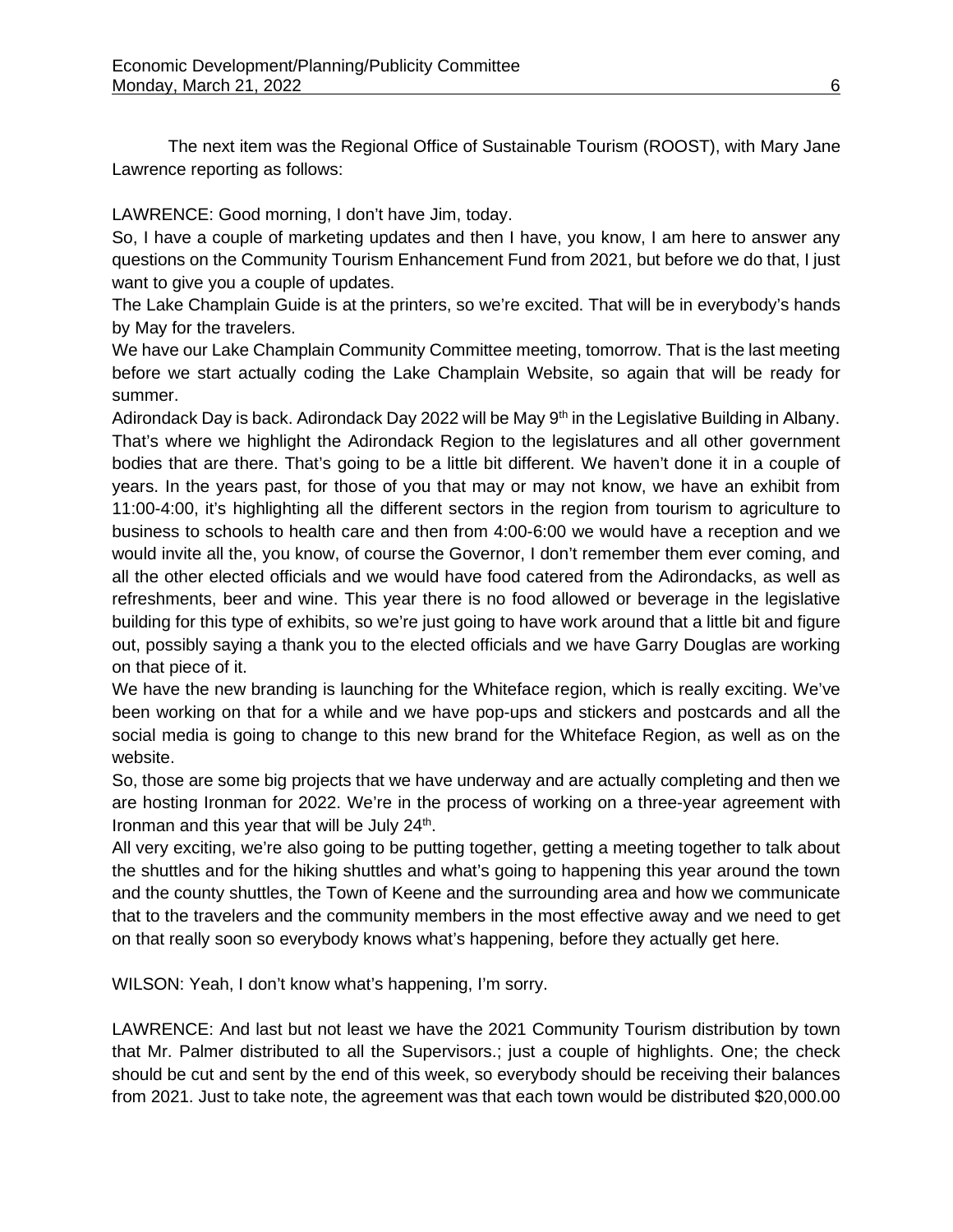The next item was the Regional Office of Sustainable Tourism (ROOST), with Mary Jane Lawrence reporting as follows:

LAWRENCE: Good morning, I don't have Jim, today.

So, I have a couple of marketing updates and then I have, you know, I am here to answer any questions on the Community Tourism Enhancement Fund from 2021, but before we do that, I just want to give you a couple of updates.

The Lake Champlain Guide is at the printers, so we're excited. That will be in everybody's hands by May for the travelers.

We have our Lake Champlain Community Committee meeting, tomorrow. That is the last meeting before we start actually coding the Lake Champlain Website, so again that will be ready for summer.

Adirondack Day is back. Adirondack Day 2022 will be May 9th in the Legislative Building in Albany. That's where we highlight the Adirondack Region to the legislatures and all other government bodies that are there. That's going to be a little bit different. We haven't done it in a couple of years. In the years past, for those of you that may or may not know, we have an exhibit from 11:00-4:00, it's highlighting all the different sectors in the region from tourism to agriculture to business to schools to health care and then from 4:00-6:00 we would have a reception and we would invite all the, you know, of course the Governor, I don't remember them ever coming, and all the other elected officials and we would have food catered from the Adirondacks, as well as refreshments, beer and wine. This year there is no food allowed or beverage in the legislative building for this type of exhibits, so we're just going to have work around that a little bit and figure out, possibly saying a thank you to the elected officials and we have Garry Douglas are working on that piece of it.

We have the new branding is launching for the Whiteface region, which is really exciting. We've been working on that for a while and we have pop-ups and stickers and postcards and all the social media is going to change to this new brand for the Whiteface Region, as well as on the website.

So, those are some big projects that we have underway and are actually completing and then we are hosting Ironman for 2022. We're in the process of working on a three-year agreement with Ironman and this year that will be July 24th.

All very exciting, we're also going to be putting together, getting a meeting together to talk about the shuttles and for the hiking shuttles and what's going to happening this year around the town and the county shuttles, the Town of Keene and the surrounding area and how we communicate that to the travelers and the community members in the most effective away and we need to get on that really soon so everybody knows what's happening, before they actually get here.

WILSON: Yeah, I don't know what's happening, I'm sorry.

LAWRENCE: And last but not least we have the 2021 Community Tourism distribution by town that Mr. Palmer distributed to all the Supervisors.; just a couple of highlights. One; the check should be cut and sent by the end of this week, so everybody should be receiving their balances from 2021. Just to take note, the agreement was that each town would be distributed $20,000.00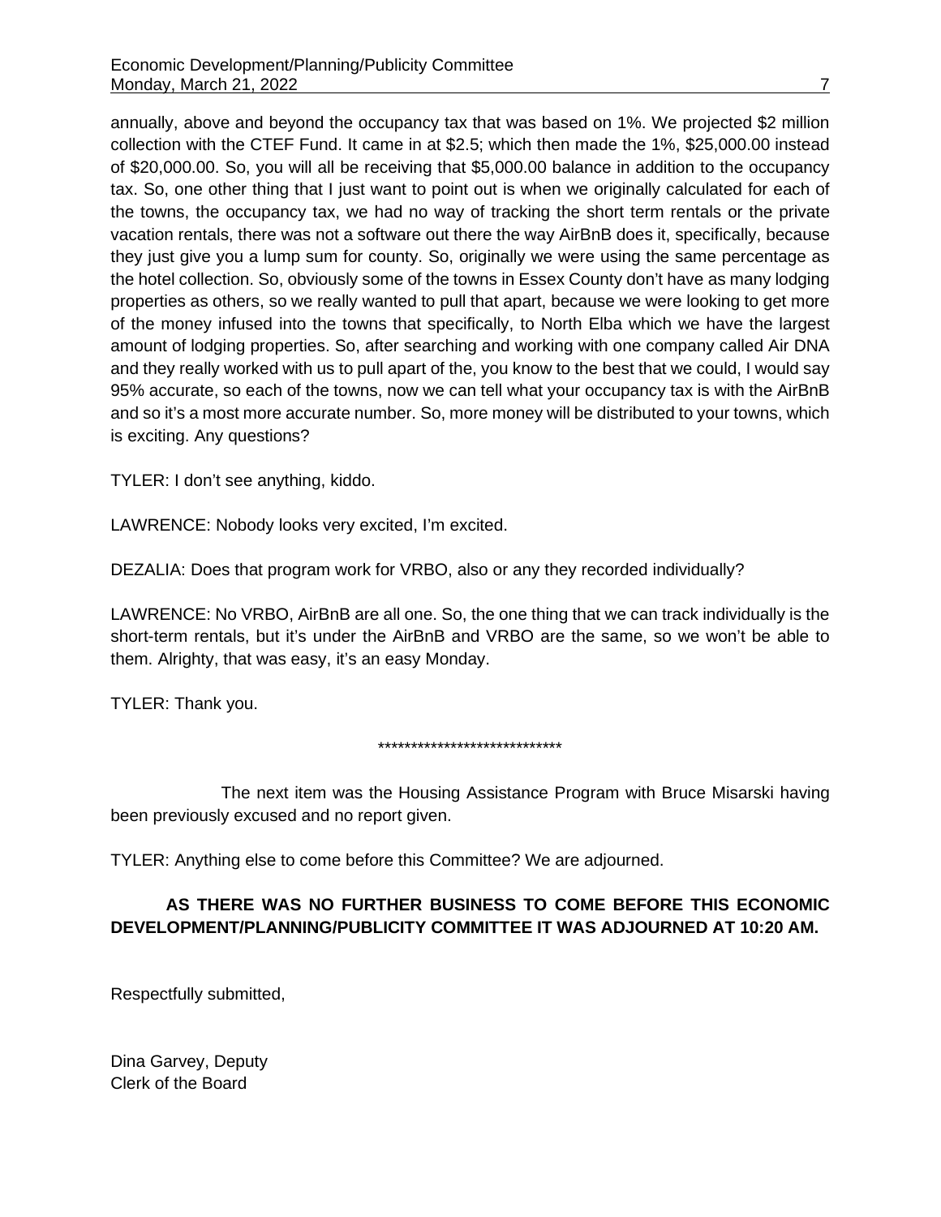annually, above and beyond the occupancy tax that was based on 1%. We projected $2 million collection with the CTEF Fund. It came in at $2.5; which then made the 1%, $25,000.00 instead of $20,000.00. So, you will all be receiving that $5,000.00 balance in addition to the occupancy tax. So, one other thing that I just want to point out is when we originally calculated for each of the towns, the occupancy tax, we had no way of tracking the short term rentals or the private vacation rentals, there was not a software out there the way AirBnB does it, specifically, because they just give you a lump sum for county. So, originally we were using the same percentage as the hotel collection. So, obviously some of the towns in Essex County don't have as many lodging properties as others, so we really wanted to pull that apart, because we were looking to get more of the money infused into the towns that specifically, to North Elba which we have the largest amount of lodging properties. So, after searching and working with one company called Air DNA and they really worked with us to pull apart of the, you know to the best that we could, I would say 95% accurate, so each of the towns, now we can tell what your occupancy tax is with the AirBnB and so it's a most more accurate number. So, more money will be distributed to your towns, which is exciting. Any questions?

TYLER: I don't see anything, kiddo.

LAWRENCE: Nobody looks very excited, I'm excited.

DEZALIA: Does that program work for VRBO, also or any they recorded individually?

LAWRENCE: No VRBO, AirBnB are all one. So, the one thing that we can track individually is the short-term rentals, but it's under the AirBnB and VRBO are the same, so we won't be able to them. Alrighty, that was easy, it's an easy Monday.

TYLER: Thank you.

****************************

The next item was the Housing Assistance Program with Bruce Misarski having been previously excused and no report given.

TYLER: Anything else to come before this Committee? We are adjourned.

**AS THERE WAS NO FURTHER BUSINESS TO COME BEFORE THIS ECONOMIC DEVELOPMENT/PLANNING/PUBLICITY COMMITTEE IT WAS ADJOURNED AT 10:20 AM.**

Respectfully submitted,

Dina Garvey, Deputy
Clerk of the Board